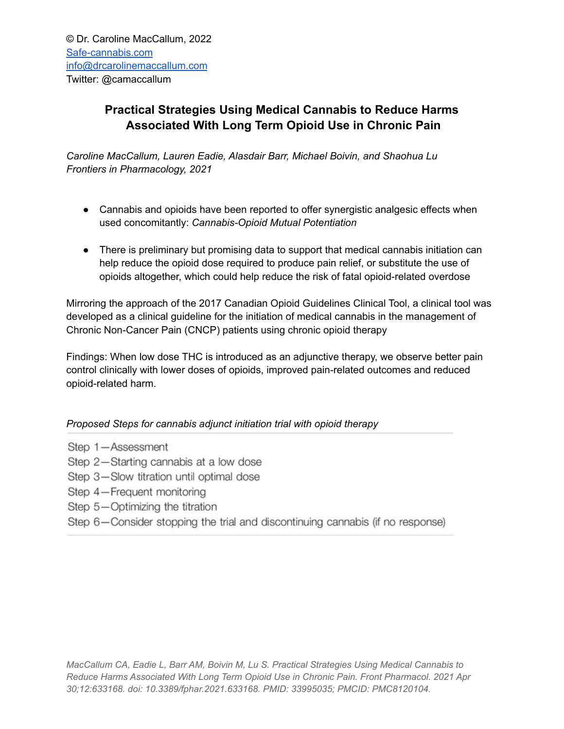© Dr. Caroline MacCallum, 2022
[Safe-cannabis.com](Safe-cannabis.com)
[info@drcarolinemaccallum.com](mailto:info@drcarolinemaccallum.com)
Twitter: @camaccallum

# Practical Strategies Using Medical Cannabis to Reduce Harms Associated With Long Term Opioid Use in Chronic Pain

*Caroline MacCallum, Lauren Eadie, Alasdair Barr, Michael Boivin, and Shaohua Lu*
*Frontiers in Pharmacology, 2021*

- Cannabis and opioids have been reported to offer synergistic analgesic effects when used concomitantly: *Cannabis-Opioid Mutual Potentiation*
- There is preliminary but promising data to support that medical cannabis initiation can help reduce the opioid dose required to produce pain relief, or substitute the use of opioids altogether, which could help reduce the risk of fatal opioid-related overdose

Mirroring the approach of the 2017 Canadian Opioid Guidelines Clinical Tool, a clinical tool was developed as a clinical guideline for the initiation of medical cannabis in the management of Chronic Non-Cancer Pain (CNCP) patients using chronic opioid therapy

Findings: When low dose THC is introduced as an adjunctive therapy, we observe better pain control clinically with lower doses of opioids, improved pain-related outcomes and reduced opioid-related harm.

*Proposed Steps for cannabis adjunct initiation trial with opioid therapy*

Step 1—Assessment
Step 2—Starting cannabis at a low dose
Step 3—Slow titration until optimal dose
Step 4—Frequent monitoring
Step 5—Optimizing the titration
Step 6—Consider stopping the trial and discontinuing cannabis (if no response)

*MacCallum CA, Eadie L, Barr AM, Boivin M, Lu S. Practical Strategies Using Medical Cannabis to Reduce Harms Associated With Long Term Opioid Use in Chronic Pain. Front Pharmacol. 2021 Apr 30;12:633168. doi: 10.3389/fphar.2021.633168. PMID: 33995035; PMCID: PMC8120104.*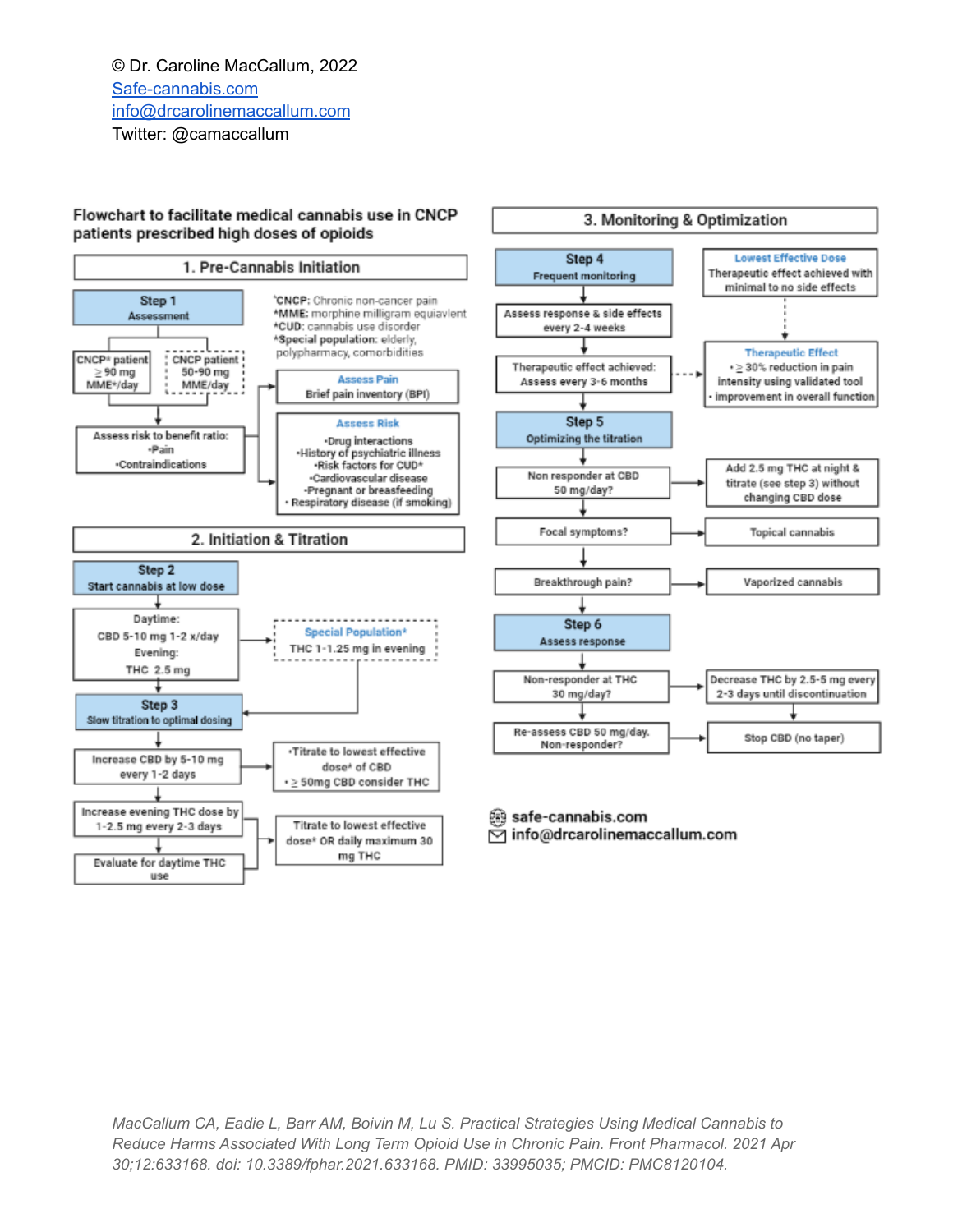© Dr. Caroline MacCallum, 2022
Safe-cannabis.com
info@drcarolinemaccallum.com
Twitter: @camaccallum

## Flowchart to facilitate medical cannabis use in CNCP patients prescribed high doses of opioids

### 1. Pre-Cannabis Initiation

**Step 1**
Assessment

CNCP* patient ≥ 90 mg MME*/day

CNCP patient 50-90 mg MME/day

*CNCP: Chronic non-cancer pain
*MME: morphine milligram equiavlent
*CUD: cannabis use disorder
*Special population: elderly, polypharmacy, comorbidities

Assess risk to benefit ratio:
•Pain
•Contraindications

**Assess Pain**
Brief pain inventory (BPI)

**Assess Risk**
•Drug interactions
•History of psychiatric illness
•Risk factors for CUD*
•Cardiovascular disease
•Pregnant or breasfeeding
• Respiratory disease (if smoking)

### 2. Initiation & Titration

**Step 2**
Start cannabis at low dose

Daytime:
CBD 5-10 mg 1-2 x/day
Evening:
THC 2.5 mg

**Special Population***
THC 1-1.25 mg in evening

**Step 3**
Slow titration to optimal dosing

Increase CBD by 5-10 mg every 1-2 days

•Titrate to lowest effective dose* of CBD
• ≥ 50mg CBD consider THC

Increase evening THC dose by 1-2.5 mg every 2-3 days

Evaluate for daytime THC use

Titrate to lowest effective dose* OR daily maximum 30 mg THC

### 3. Monitoring & Optimization

**Step 4**
Frequent monitoring

Assess response & side effects every 2-4 weeks

Therapeutic effect achieved: Assess every 3-6 months

**Lowest Effective Dose**
Therapeutic effect achieved with minimal to no side effects

**Therapeutic Effect**
• ≥ 30% reduction in pain intensity using validated tool
• improvement in overall function

**Step 5**
Optimizing the titration

Non responder at CBD 50 mg/day? → Add 2.5 mg THC at night & titrate (see step 3) without changing CBD dose

Focal symptoms? → Topical cannabis

Breakthrough pain? → Vaporized cannabis

**Step 6**
Assess response

Non-responder at THC 30 mg/day? → Decrease THC by 2.5-5 mg every 2-3 days until discontinuation

Re-assess CBD 50 mg/day. Non-responder? → Stop CBD (no taper)

safe-cannabis.com
info@drcarolinemaccallum.com

*MacCallum CA, Eadie L, Barr AM, Boivin M, Lu S. Practical Strategies Using Medical Cannabis to Reduce Harms Associated With Long Term Opioid Use in Chronic Pain. Front Pharmacol. 2021 Apr 30;12:633168. doi: 10.3389/fphar.2021.633168. PMID: 33995035; PMCID: PMC8120104.*